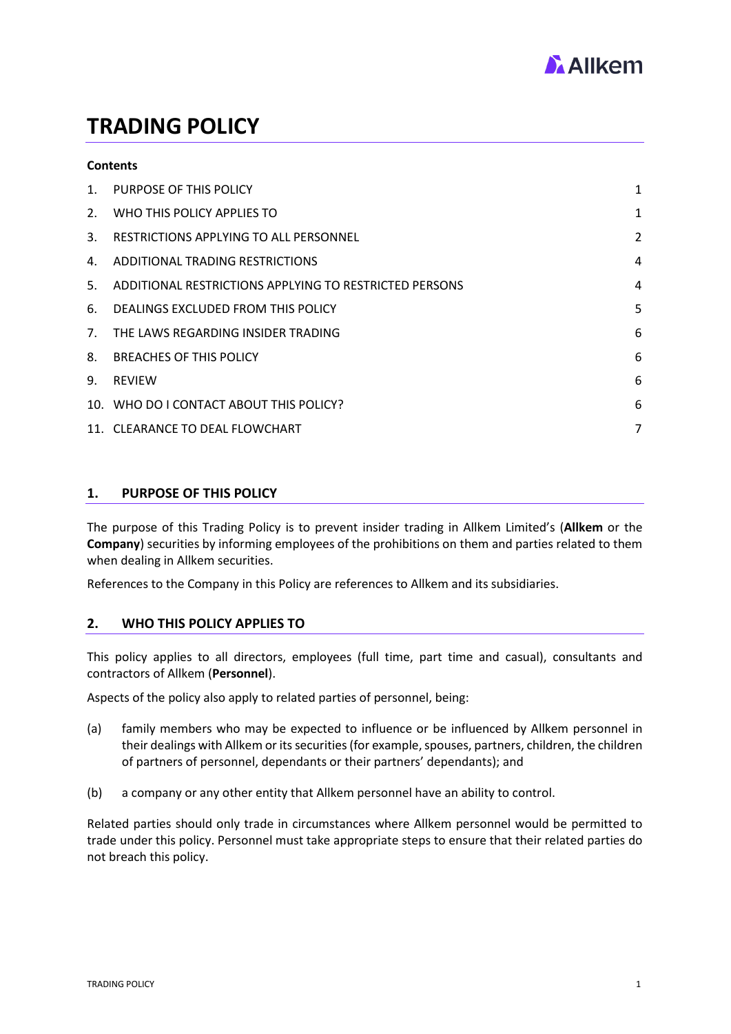# TRADING POLICY

**Contents**

| | | |
|---|---|---|
| 1. | PURPOSE OF THIS POLICY | 1 |
| 2. | WHO THIS POLICY APPLIES TO | 1 |
| 3. | RESTRICTIONS APPLYING TO ALL PERSONNEL | 2 |
| 4. | ADDITIONAL TRADING RESTRICTIONS | 4 |
| 5. | ADDITIONAL RESTRICTIONS APPLYING TO RESTRICTED PERSONS | 4 |
| 6. | DEALINGS EXCLUDED FROM THIS POLICY | 5 |
| 7. | THE LAWS REGARDING INSIDER TRADING | 6 |
| 8. | BREACHES OF THIS POLICY | 6 |
| 9. | REVIEW | 6 |
| 10. | WHO DO I CONTACT ABOUT THIS POLICY? | 6 |
| 11. | CLEARANCE TO DEAL FLOWCHART | 7 |

## 1. PURPOSE OF THIS POLICY

The purpose of this Trading Policy is to prevent insider trading in Allkem Limited's (**Allkem** or the **Company**) securities by informing employees of the prohibitions on them and parties related to them when dealing in Allkem securities.

References to the Company in this Policy are references to Allkem and its subsidiaries.

## 2. WHO THIS POLICY APPLIES TO

This policy applies to all directors, employees (full time, part time and casual), consultants and contractors of Allkem (**Personnel**).

Aspects of the policy also apply to related parties of personnel, being:

(a) family members who may be expected to influence or be influenced by Allkem personnel in their dealings with Allkem or its securities (for example, spouses, partners, children, the children of partners of personnel, dependants or their partners' dependants); and

(b) a company or any other entity that Allkem personnel have an ability to control.

Related parties should only trade in circumstances where Allkem personnel would be permitted to trade under this policy. Personnel must take appropriate steps to ensure that their related parties do not breach this policy.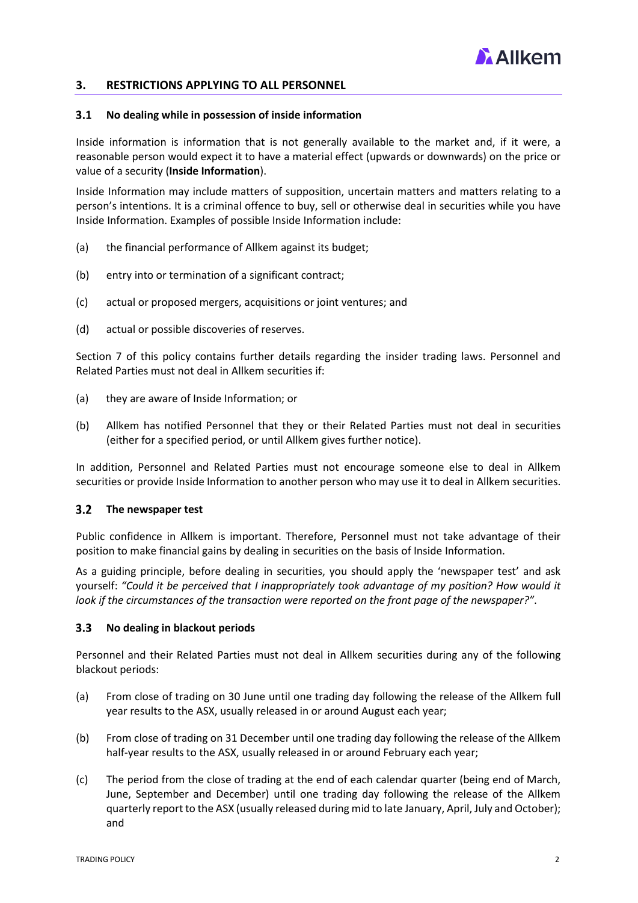## 3. RESTRICTIONS APPLYING TO ALL PERSONNEL

### 3.1 No dealing while in possession of inside information

Inside information is information that is not generally available to the market and, if it were, a reasonable person would expect it to have a material effect (upwards or downwards) on the price or value of a security (**Inside Information**).

Inside Information may include matters of supposition, uncertain matters and matters relating to a person's intentions. It is a criminal offence to buy, sell or otherwise deal in securities while you have Inside Information. Examples of possible Inside Information include:

(a) the financial performance of Allkem against its budget;

(b) entry into or termination of a significant contract;

(c) actual or proposed mergers, acquisitions or joint ventures; and

(d) actual or possible discoveries of reserves.

Section 7 of this policy contains further details regarding the insider trading laws. Personnel and Related Parties must not deal in Allkem securities if:

(a) they are aware of Inside Information; or

(b) Allkem has notified Personnel that they or their Related Parties must not deal in securities (either for a specified period, or until Allkem gives further notice).

In addition, Personnel and Related Parties must not encourage someone else to deal in Allkem securities or provide Inside Information to another person who may use it to deal in Allkem securities.

### 3.2 The newspaper test

Public confidence in Allkem is important. Therefore, Personnel must not take advantage of their position to make financial gains by dealing in securities on the basis of Inside Information.

As a guiding principle, before dealing in securities, you should apply the 'newspaper test' and ask yourself: *"Could it be perceived that I inappropriately took advantage of my position? How would it look if the circumstances of the transaction were reported on the front page of the newspaper?"*.

### 3.3 No dealing in blackout periods

Personnel and their Related Parties must not deal in Allkem securities during any of the following blackout periods:

(a) From close of trading on 30 June until one trading day following the release of the Allkem full year results to the ASX, usually released in or around August each year;

(b) From close of trading on 31 December until one trading day following the release of the Allkem half-year results to the ASX, usually released in or around February each year;

(c) The period from the close of trading at the end of each calendar quarter (being end of March, June, September and December) until one trading day following the release of the Allkem quarterly report to the ASX (usually released during mid to late January, April, July and October); and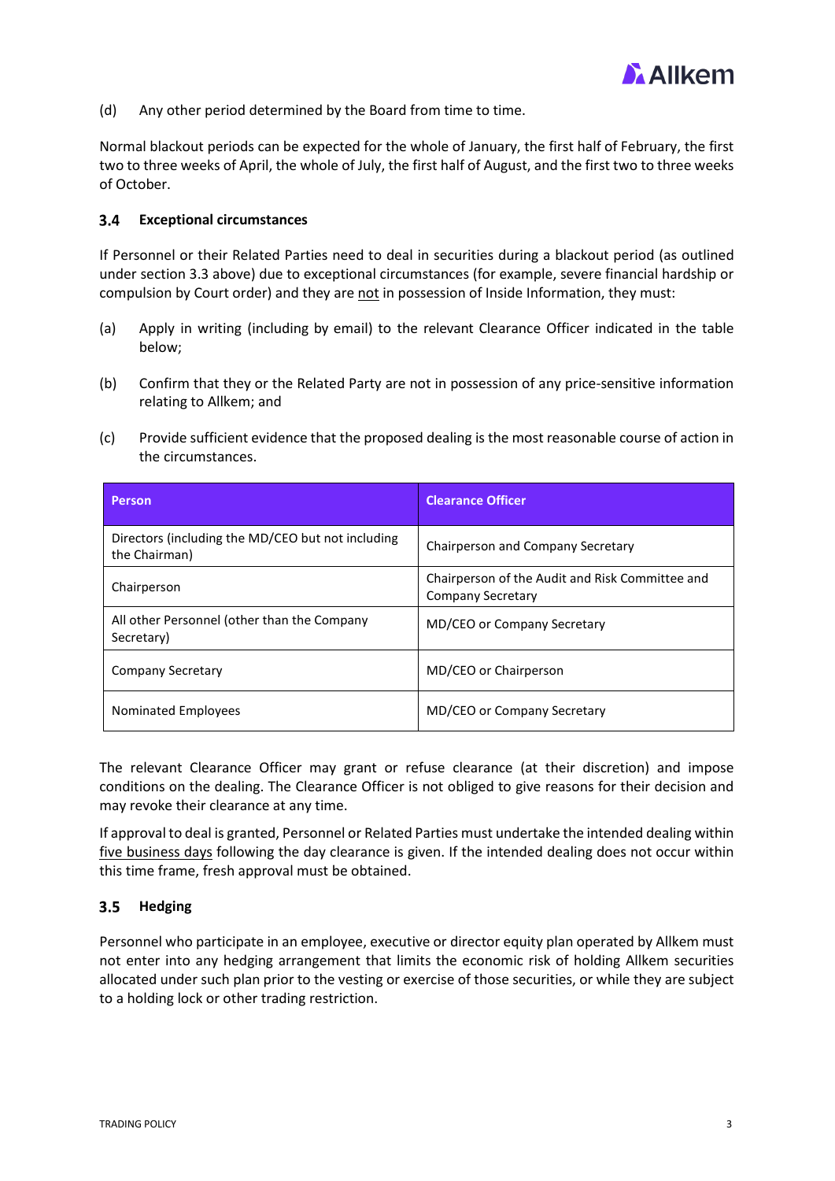(d) Any other period determined by the Board from time to time.

Normal blackout periods can be expected for the whole of January, the first half of February, the first two to three weeks of April, the whole of July, the first half of August, and the first two to three weeks of October.

### 3.4 Exceptional circumstances

If Personnel or their Related Parties need to deal in securities during a blackout period (as outlined under section 3.3 above) due to exceptional circumstances (for example, severe financial hardship or compulsion by Court order) and they are <u>not</u> in possession of Inside Information, they must:

(a) Apply in writing (including by email) to the relevant Clearance Officer indicated in the table below;

(b) Confirm that they or the Related Party are not in possession of any price-sensitive information relating to Allkem; and

(c) Provide sufficient evidence that the proposed dealing is the most reasonable course of action in the circumstances.

| Person | Clearance Officer |
|---|---|
| Directors (including the MD/CEO but not including the Chairman) | Chairperson and Company Secretary |
| Chairperson | Chairperson of the Audit and Risk Committee and Company Secretary |
| All other Personnel (other than the Company Secretary) | MD/CEO or Company Secretary |
| Company Secretary | MD/CEO or Chairperson |
| Nominated Employees | MD/CEO or Company Secretary |

The relevant Clearance Officer may grant or refuse clearance (at their discretion) and impose conditions on the dealing. The Clearance Officer is not obliged to give reasons for their decision and may revoke their clearance at any time.

If approval to deal is granted, Personnel or Related Parties must undertake the intended dealing within <u>five business days</u> following the day clearance is given. If the intended dealing does not occur within this time frame, fresh approval must be obtained.

### 3.5 Hedging

Personnel who participate in an employee, executive or director equity plan operated by Allkem must not enter into any hedging arrangement that limits the economic risk of holding Allkem securities allocated under such plan prior to the vesting or exercise of those securities, or while they are subject to a holding lock or other trading restriction.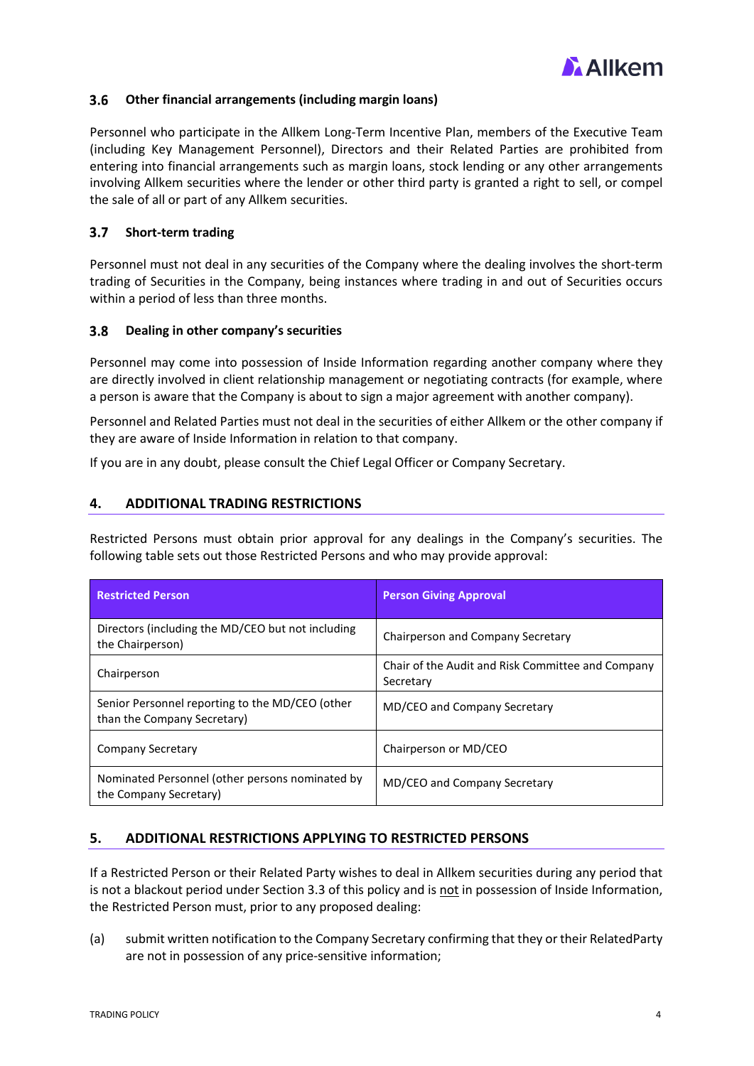### 3.6 Other financial arrangements (including margin loans)

Personnel who participate in the Allkem Long-Term Incentive Plan, members of the Executive Team (including Key Management Personnel), Directors and their Related Parties are prohibited from entering into financial arrangements such as margin loans, stock lending or any other arrangements involving Allkem securities where the lender or other third party is granted a right to sell, or compel the sale of all or part of any Allkem securities.

### 3.7 Short-term trading

Personnel must not deal in any securities of the Company where the dealing involves the short-term trading of Securities in the Company, being instances where trading in and out of Securities occurs within a period of less than three months.

### 3.8 Dealing in other company's securities

Personnel may come into possession of Inside Information regarding another company where they are directly involved in client relationship management or negotiating contracts (for example, where a person is aware that the Company is about to sign a major agreement with another company).

Personnel and Related Parties must not deal in the securities of either Allkem or the other company if they are aware of Inside Information in relation to that company.

If you are in any doubt, please consult the Chief Legal Officer or Company Secretary.

## 4. ADDITIONAL TRADING RESTRICTIONS

Restricted Persons must obtain prior approval for any dealings in the Company's securities. The following table sets out those Restricted Persons and who may provide approval:

| Restricted Person | Person Giving Approval |
|---|---|
| Directors (including the MD/CEO but not including the Chairperson) | Chairperson and Company Secretary |
| Chairperson | Chair of the Audit and Risk Committee and Company Secretary |
| Senior Personnel reporting to the MD/CEO (other than the Company Secretary) | MD/CEO and Company Secretary |
| Company Secretary | Chairperson or MD/CEO |
| Nominated Personnel (other persons nominated by the Company Secretary) | MD/CEO and Company Secretary |

## 5. ADDITIONAL RESTRICTIONS APPLYING TO RESTRICTED PERSONS

If a Restricted Person or their Related Party wishes to deal in Allkem securities during any period that is not a blackout period under Section 3.3 of this policy and is not in possession of Inside Information, the Restricted Person must, prior to any proposed dealing:

(a) submit written notification to the Company Secretary confirming that they or their RelatedParty are not in possession of any price-sensitive information;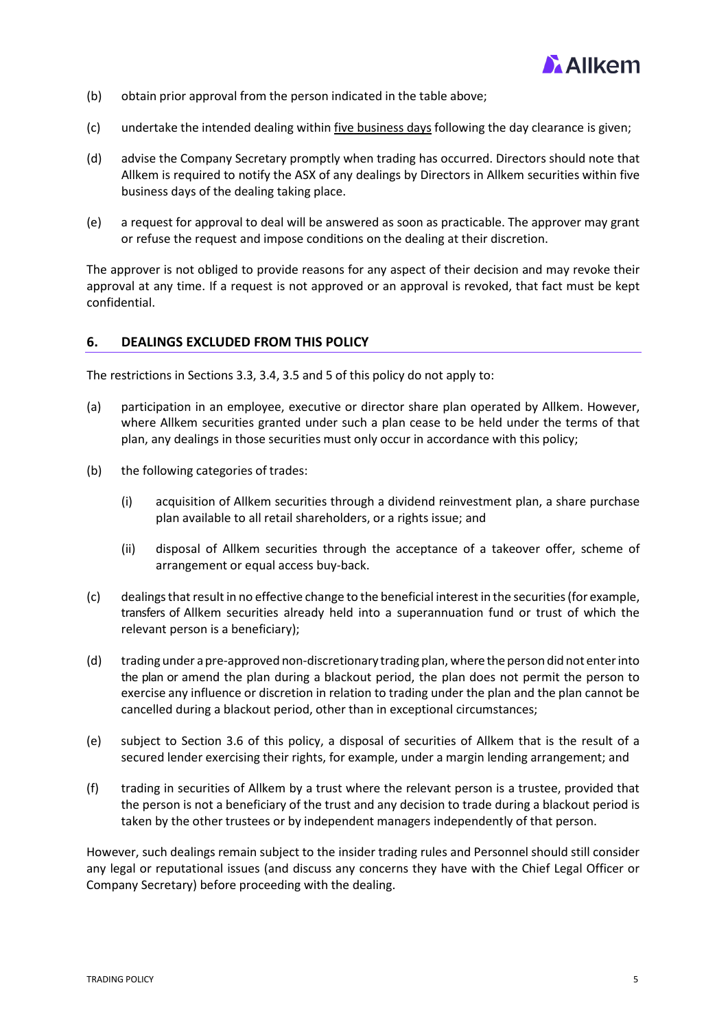(b) obtain prior approval from the person indicated in the table above;

(c) undertake the intended dealing within <u>five business days</u> following the day clearance is given;

(d) advise the Company Secretary promptly when trading has occurred. Directors should note that Allkem is required to notify the ASX of any dealings by Directors in Allkem securities within five business days of the dealing taking place.

(e) a request for approval to deal will be answered as soon as practicable. The approver may grant or refuse the request and impose conditions on the dealing at their discretion.

The approver is not obliged to provide reasons for any aspect of their decision and may revoke their approval at any time. If a request is not approved or an approval is revoked, that fact must be kept confidential.

## 6. DEALINGS EXCLUDED FROM THIS POLICY

The restrictions in Sections 3.3, 3.4, 3.5 and 5 of this policy do not apply to:

(a) participation in an employee, executive or director share plan operated by Allkem. However, where Allkem securities granted under such a plan cease to be held under the terms of that plan, any dealings in those securities must only occur in accordance with this policy;

(b) the following categories of trades:

  (i) acquisition of Allkem securities through a dividend reinvestment plan, a share purchase plan available to all retail shareholders, or a rights issue; and

  (ii) disposal of Allkem securities through the acceptance of a takeover offer, scheme of arrangement or equal access buy-back.

(c) dealings that result in no effective change to the beneficial interest in the securities (for example, transfers of Allkem securities already held into a superannuation fund or trust of which the relevant person is a beneficiary);

(d) trading under a pre-approved non-discretionary trading plan, where the person did not enter into the plan or amend the plan during a blackout period, the plan does not permit the person to exercise any influence or discretion in relation to trading under the plan and the plan cannot be cancelled during a blackout period, other than in exceptional circumstances;

(e) subject to Section 3.6 of this policy, a disposal of securities of Allkem that is the result of a secured lender exercising their rights, for example, under a margin lending arrangement; and

(f) trading in securities of Allkem by a trust where the relevant person is a trustee, provided that the person is not a beneficiary of the trust and any decision to trade during a blackout period is taken by the other trustees or by independent managers independently of that person.

However, such dealings remain subject to the insider trading rules and Personnel should still consider any legal or reputational issues (and discuss any concerns they have with the Chief Legal Officer or Company Secretary) before proceeding with the dealing.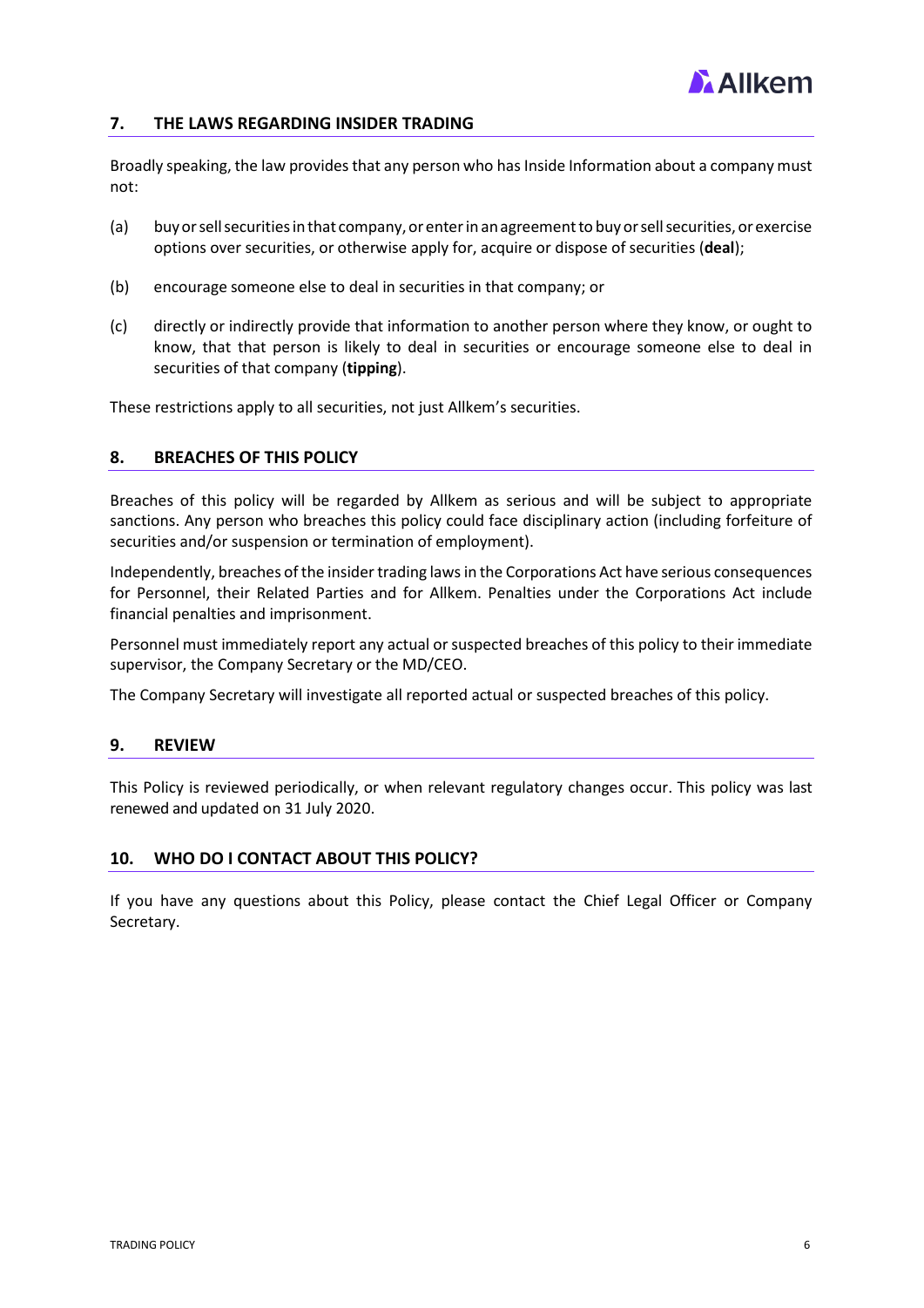## 7. THE LAWS REGARDING INSIDER TRADING

Broadly speaking, the law provides that any person who has Inside Information about a company must not:

(a) buy or sell securities in that company, or enter in an agreement to buy or sell securities, or exercise options over securities, or otherwise apply for, acquire or dispose of securities (**deal**);

(b) encourage someone else to deal in securities in that company; or

(c) directly or indirectly provide that information to another person where they know, or ought to know, that that person is likely to deal in securities or encourage someone else to deal in securities of that company (**tipping**).

These restrictions apply to all securities, not just Allkem's securities.

## 8. BREACHES OF THIS POLICY

Breaches of this policy will be regarded by Allkem as serious and will be subject to appropriate sanctions. Any person who breaches this policy could face disciplinary action (including forfeiture of securities and/or suspension or termination of employment).

Independently, breaches of the insider trading laws in the Corporations Act have serious consequences for Personnel, their Related Parties and for Allkem. Penalties under the Corporations Act include financial penalties and imprisonment.

Personnel must immediately report any actual or suspected breaches of this policy to their immediate supervisor, the Company Secretary or the MD/CEO.

The Company Secretary will investigate all reported actual or suspected breaches of this policy.

## 9. REVIEW

This Policy is reviewed periodically, or when relevant regulatory changes occur. This policy was last renewed and updated on 31 July 2020.

## 10. WHO DO I CONTACT ABOUT THIS POLICY?

If you have any questions about this Policy, please contact the Chief Legal Officer or Company Secretary.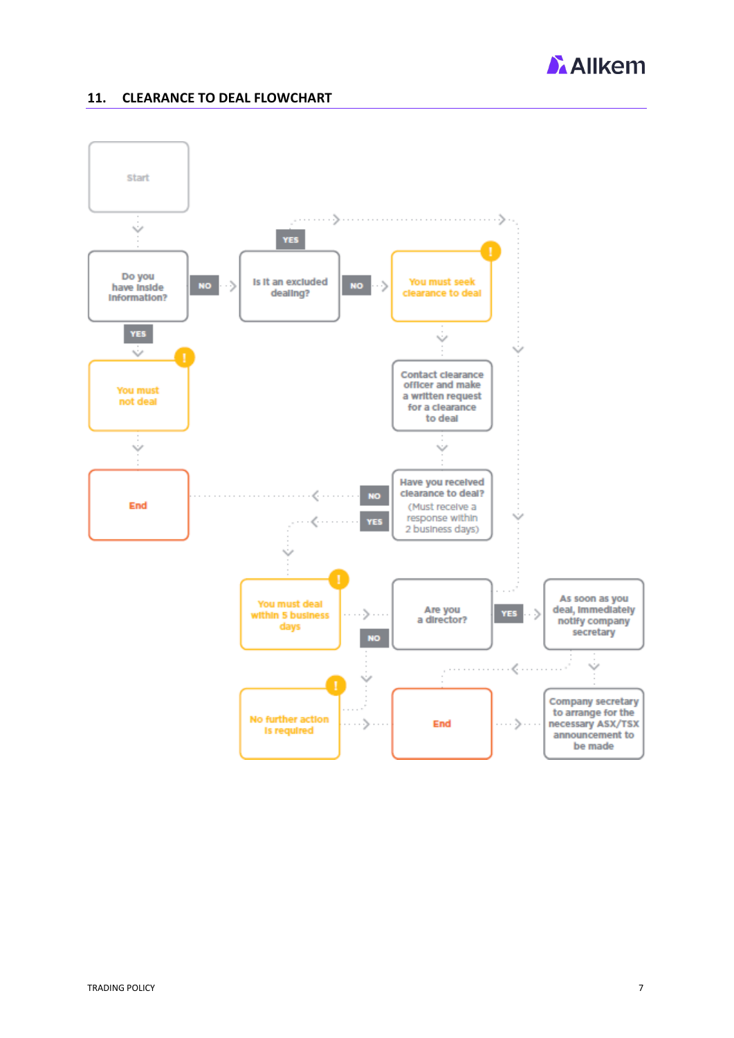## 11. CLEARANCE TO DEAL FLOWCHART

Start

Do you have inside information?

YES

You must not deal

End

NO

Is it an excluded dealing?

YES

NO

You must seek clearance to deal

Contact clearance officer and make a written request for a clearance to deal

Have you received clearance to deal? (Must receive a response within 2 business days)

NO

YES

You must deal within 5 business days

Are you a director?

YES

As soon as you deal, immediately notify company secretary

NO

No further action is required

End

Company secretary to arrange for the necessary ASX/TSX announcement to be made